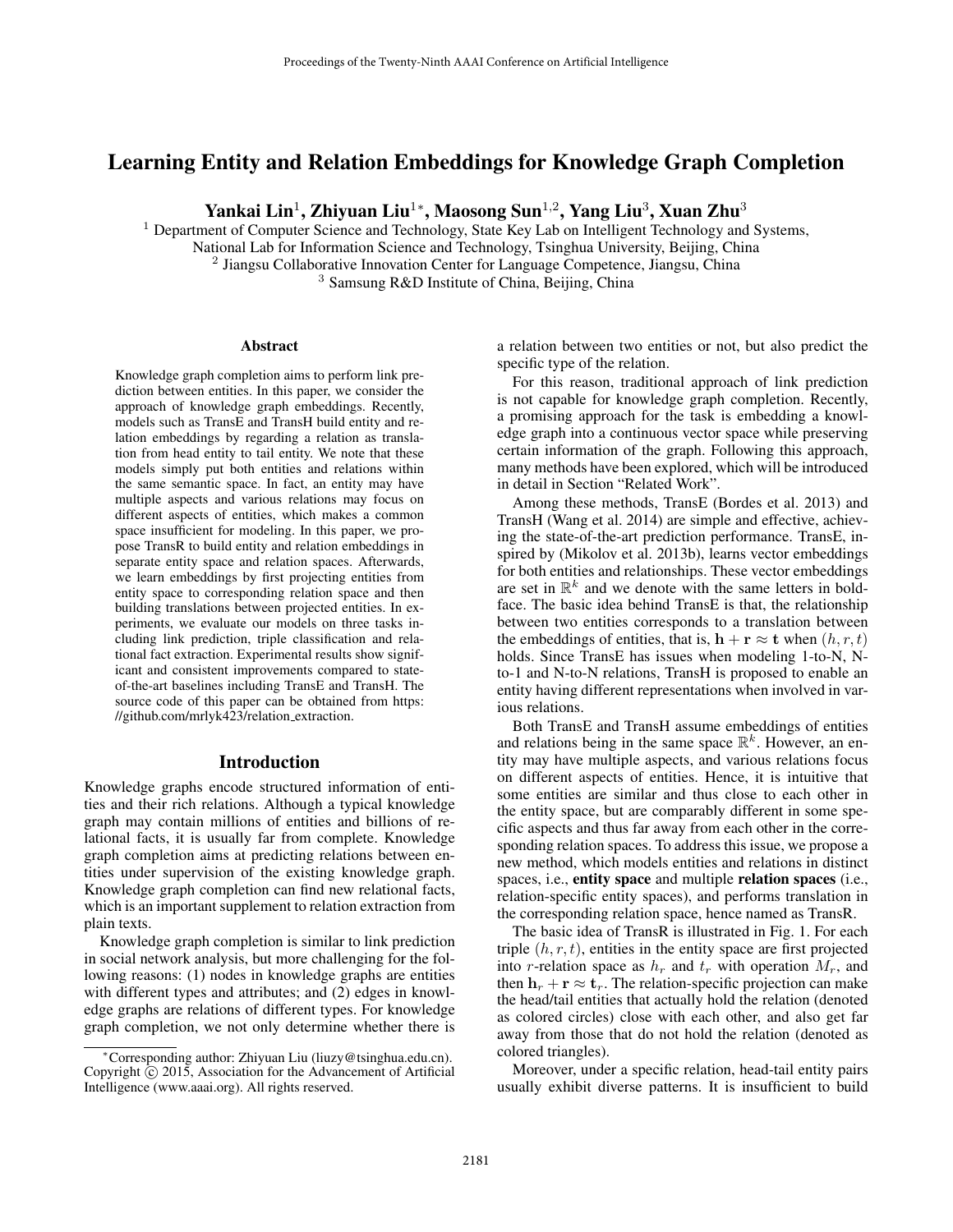# Learning Entity and Relation Embeddings for Knowledge Graph Completion

**Yankai Lin[1], Zhiyuan Liu[1*], Maosong Sun[1,2], Yang Liu[3], Xuan Zhu[3]**

[1] Department of Computer Science and Technology, State Key Lab on Intelligent Technology and Systems, National Lab for Information Science and Technology, Tsinghua University, Beijing, China

[2] Jiangsu Collaborative Innovation Center for Language Competence, Jiangsu, China

[3] Samsung R&D Institute of China, Beijing, China

## Abstract

Knowledge graph completion aims to perform link prediction between entities. In this paper, we consider the approach of knowledge graph embeddings. Recently, models such as TransE and TransH build entity and relation embeddings by regarding a relation as translation from head entity to tail entity. We note that these models simply put both entities and relations within the same semantic space. In fact, an entity may have multiple aspects and various relations may focus on different aspects of entities, which makes a common space insufficient for modeling. In this paper, we propose TransR to build entity and relation embeddings in separate entity space and relation spaces. Afterwards, we learn embeddings by first projecting entities from entity space to corresponding relation space and then building translations between projected entities. In experiments, we evaluate our models on three tasks including link prediction, triple classification and relational fact extraction. Experimental results show significant and consistent improvements compared to state-of-the-art baselines including TransE and TransH. The source code of this paper can be obtained from https://github.com/mrlyk423/relation_extraction.

## Introduction

Knowledge graphs encode structured information of entities and their rich relations. Although a typical knowledge graph may contain millions of entities and billions of relational facts, it is usually far from complete. Knowledge graph completion aims at predicting relations between entities under supervision of the existing knowledge graph. Knowledge graph completion can find new relational facts, which is an important supplement to relation extraction from plain texts.

Knowledge graph completion is similar to link prediction in social network analysis, but more challenging for the following reasons: (1) nodes in knowledge graphs are entities with different types and attributes; and (2) edges in knowledge graphs are relations of different types. For knowledge graph completion, we not only determine whether there is a relation between two entities or not, but also predict the specific type of the relation.

For this reason, traditional approach of link prediction is not capable for knowledge graph completion. Recently, a promising approach for the task is embedding a knowledge graph into a continuous vector space while preserving certain information of the graph. Following this approach, many methods have been explored, which will be introduced in detail in Section "Related Work".

Among these methods, TransE (Bordes et al. 2013) and TransH (Wang et al. 2014) are simple and effective, achieving the state-of-the-art prediction performance. TransE, inspired by (Mikolov et al. 2013b), learns vector embeddings for both entities and relationships. These vector embeddings are set in $\mathbb{R}^k$ and we denote with the same letters in boldface. The basic idea behind TransE is that, the relationship between two entities corresponds to a translation between the embeddings of entities, that is, $\mathbf{h} + \mathbf{r} \approx \mathbf{t}$ when $(h, r, t)$ holds. Since TransE has issues when modeling 1-to-N, N-to-1 and N-to-N relations, TransH is proposed to enable an entity having different representations when involved in various relations.

Both TransE and TransH assume embeddings of entities and relations being in the same space $\mathbb{R}^k$. However, an entity may have multiple aspects, and various relations focus on different aspects of entities. Hence, it is intuitive that some entities are similar and thus close to each other in the entity space, but are comparably different in some specific aspects and thus far away from each other in the corresponding relation spaces. To address this issue, we propose a new method, which models entities and relations in distinct spaces, i.e., **entity space** and multiple **relation spaces** (i.e., relation-specific entity spaces), and performs translation in the corresponding relation space, hence named as TransR.

The basic idea of TransR is illustrated in Fig. 1. For each triple $(h, r, t)$, entities in the entity space are first projected into $r$-relation space as $h_r$ and $t_r$ with operation $M_r$, and then $\mathbf{h}_r + \mathbf{r} \approx \mathbf{t}_r$. The relation-specific projection can make the head/tail entities that actually hold the relation (denoted as colored circles) close with each other, and also get far away from those that do not hold the relation (denoted as colored triangles).

Moreover, under a specific relation, head-tail entity pairs usually exhibit diverse patterns. It is insufficient to build

---

*Corresponding author: Zhiyuan Liu (liuzy@tsinghua.edu.cn). Copyright © 2015, Association for the Advancement of Artificial Intelligence (www.aaai.org). All rights reserved.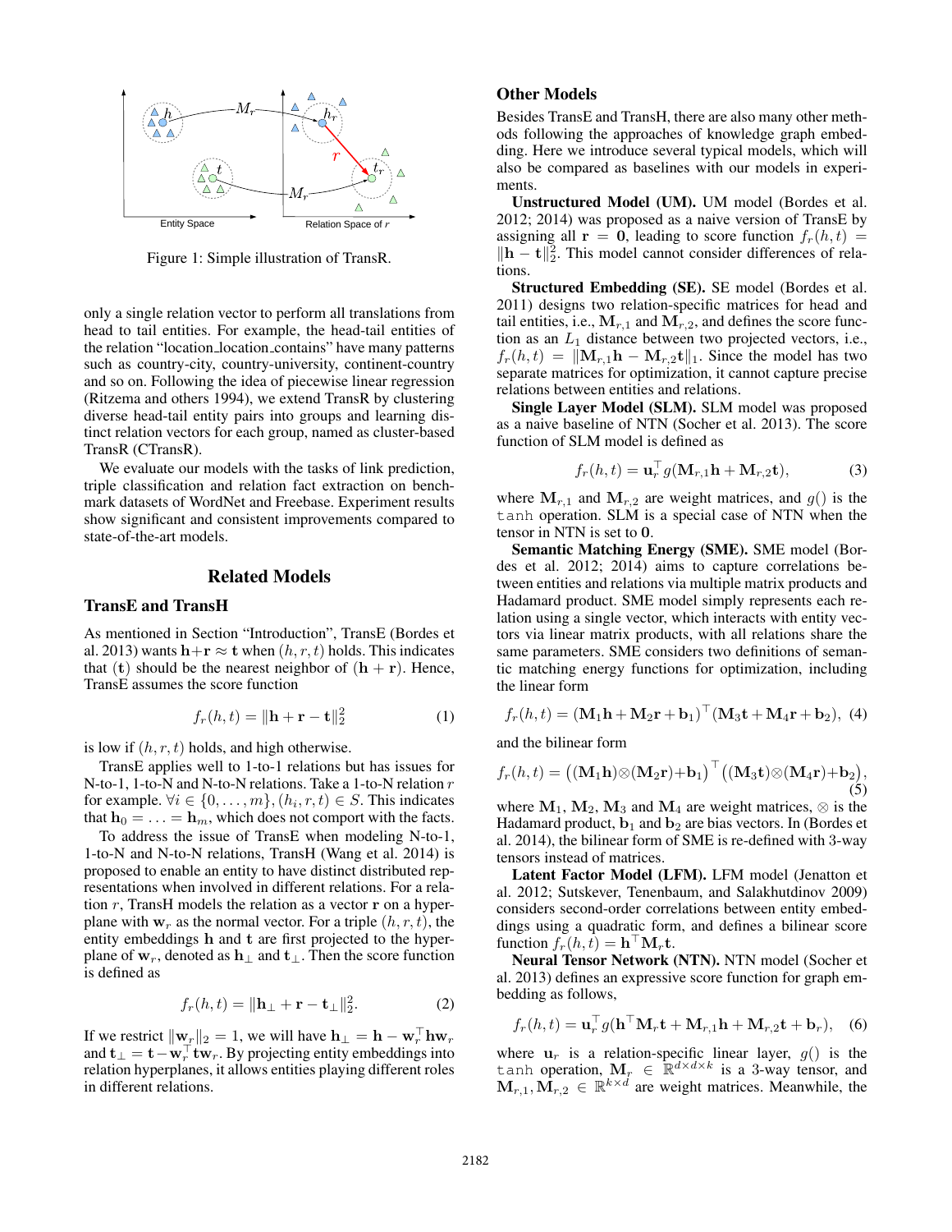Figure 1: Simple illustration of TransR.

only a single relation vector to perform all translations from head to tail entities. For example, the head-tail entities of the relation "location_location_contains" have many patterns such as country-city, country-university, continent-country and so on. Following the idea of piecewise linear regression (Ritzema and others 1994), we extend TransR by clustering diverse head-tail entity pairs into groups and learning distinct relation vectors for each group, named as cluster-based TransR (CTransR).

We evaluate our models with the tasks of link prediction, triple classification and relation fact extraction on benchmark datasets of WordNet and Freebase. Experiment results show significant and consistent improvements compared to state-of-the-art models.

## Related Models

### TransE and TransH

As mentioned in Section "Introduction", TransE (Bordes et al. 2013) wants $\mathbf{h}+\mathbf{r} \approx \mathbf{t}$ when $(h, r, t)$ holds. This indicates that $(\mathbf{t})$ should be the nearest neighbor of $(\mathbf{h}+\mathbf{r})$. Hence, TransE assumes the score function

$$f_r(h,t) = \|\mathbf{h}+\mathbf{r}-\mathbf{t}\|_2^2 \tag{1}$$

is low if $(h, r, t)$ holds, and high otherwise.

TransE applies well to 1-to-1 relations but has issues for N-to-1, 1-to-N and N-to-N relations. Take a 1-to-N relation $r$ for example. $\forall i \in \{0, \ldots, m\}, (h_i, r, t) \in S$. This indicates that $\mathbf{h}_0 = \ldots = \mathbf{h}_m$, which does not comport with the facts.

To address the issue of TransE when modeling N-to-1, 1-to-N and N-to-N relations, TransH (Wang et al. 2014) is proposed to enable an entity to have distinct distributed representations when involved in different relations. For a relation $r$, TransH models the relation as a vector $\mathbf{r}$ on a hyperplane with $\mathbf{w}_r$ as the normal vector. For a triple $(h, r, t)$, the entity embeddings $\mathbf{h}$ and $\mathbf{t}$ are first projected to the hyperplane of $\mathbf{w}_r$, denoted as $\mathbf{h}_\perp$ and $\mathbf{t}_\perp$. Then the score function is defined as

$$f_r(h,t) = \|\mathbf{h}_\perp + \mathbf{r} - \mathbf{t}_\perp\|_2^2. \tag{2}$$

If we restrict $\|\mathbf{w}_r\|_2 = 1$, we will have $\mathbf{h}_\perp = \mathbf{h} - \mathbf{w}_r^\top \mathbf{h} \mathbf{w}_r$ and $\mathbf{t}_\perp = \mathbf{t} - \mathbf{w}_r^\top \mathbf{t} \mathbf{w}_r$. By projecting entity embeddings into relation hyperplanes, it allows entities playing different roles in different relations.

### Other Models

Besides TransE and TransH, there are also many other methods following the approaches of knowledge graph embedding. Here we introduce several typical models, which will also be compared as baselines with our models in experiments.

**Unstructured Model (UM).** UM model (Bordes et al. 2012; 2014) was proposed as a naive version of TransE by assigning all $\mathbf{r} = \mathbf{0}$, leading to score function $f_r(h,t) = \|\mathbf{h}-\mathbf{t}\|_2^2$. This model cannot consider differences of relations.

**Structured Embedding (SE).** SE model (Bordes et al. 2011) designs two relation-specific matrices for head and tail entities, i.e., $\mathbf{M}_{r,1}$ and $\mathbf{M}_{r,2}$, and defines the score function as an $L_1$ distance between two projected vectors, i.e., $f_r(h,t) = \|\mathbf{M}_{r,1}\mathbf{h} - \mathbf{M}_{r,2}\mathbf{t}\|_1$. Since the model has two separate matrices for optimization, it cannot capture precise relations between entities and relations.

**Single Layer Model (SLM).** SLM model was proposed as a naive baseline of NTN (Socher et al. 2013). The score function of SLM model is defined as

$$f_r(h,t) = \mathbf{u}_r^\top g(\mathbf{M}_{r,1}\mathbf{h} + \mathbf{M}_{r,2}\mathbf{t}), \tag{3}$$

where $\mathbf{M}_{r,1}$ and $\mathbf{M}_{r,2}$ are weight matrices, and $g()$ is the `tanh` operation. SLM is a special case of NTN when the tensor in NTN is set to $\mathbf{0}$.

**Semantic Matching Energy (SME).** SME model (Bordes et al. 2012; 2014) aims to capture correlations between entities and relations via multiple matrix products and Hadamard product. SME model simply represents each relation using a single vector, which interacts with entity vectors via linear matrix products, with all relations share the same parameters. SME considers two definitions of semantic matching energy functions for optimization, including the linear form

$$f_r(h,t) = (\mathbf{M}_1\mathbf{h} + \mathbf{M}_2\mathbf{r} + \mathbf{b}_1)^\top(\mathbf{M}_3\mathbf{t} + \mathbf{M}_4\mathbf{r} + \mathbf{b}_2), \tag{4}$$

and the bilinear form

$$f_r(h,t) = \big((\mathbf{M}_1\mathbf{h}) \otimes (\mathbf{M}_2\mathbf{r}) + \mathbf{b}_1\big)^\top \big((\mathbf{M}_3\mathbf{t}) \otimes (\mathbf{M}_4\mathbf{r}) + \mathbf{b}_2\big), \tag{5}$$

where $\mathbf{M}_1$, $\mathbf{M}_2$, $\mathbf{M}_3$ and $\mathbf{M}_4$ are weight matrices, $\otimes$ is the Hadamard product, $\mathbf{b}_1$ and $\mathbf{b}_2$ are bias vectors. In (Bordes et al. 2014), the bilinear form of SME is re-defined with 3-way tensors instead of matrices.

**Latent Factor Model (LFM).** LFM model (Jenatton et al. 2012; Sutskever, Tenenbaum, and Salakhutdinov 2009) considers second-order correlations between entity embeddings using a quadratic form, and defines a bilinear score function $f_r(h,t) = \mathbf{h}^\top \mathbf{M}_r \mathbf{t}$.

**Neural Tensor Network (NTN).** NTN model (Socher et al. 2013) defines an expressive score function for graph embedding as follows,

$$f_r(h,t) = \mathbf{u}_r^\top g(\mathbf{h}^\top \mathbf{M}_r \mathbf{t} + \mathbf{M}_{r,1}\mathbf{h} + \mathbf{M}_{r,2}\mathbf{t} + \mathbf{b}_r), \tag{6}$$

where $\mathbf{u}_r$ is a relation-specific linear layer, $g()$ is the `tanh` operation, $\mathbf{M}_r \in \mathbb{R}^{d \times d \times k}$ is a 3-way tensor, and $\mathbf{M}_{r,1}, \mathbf{M}_{r,2} \in \mathbb{R}^{k \times d}$ are weight matrices. Meanwhile, the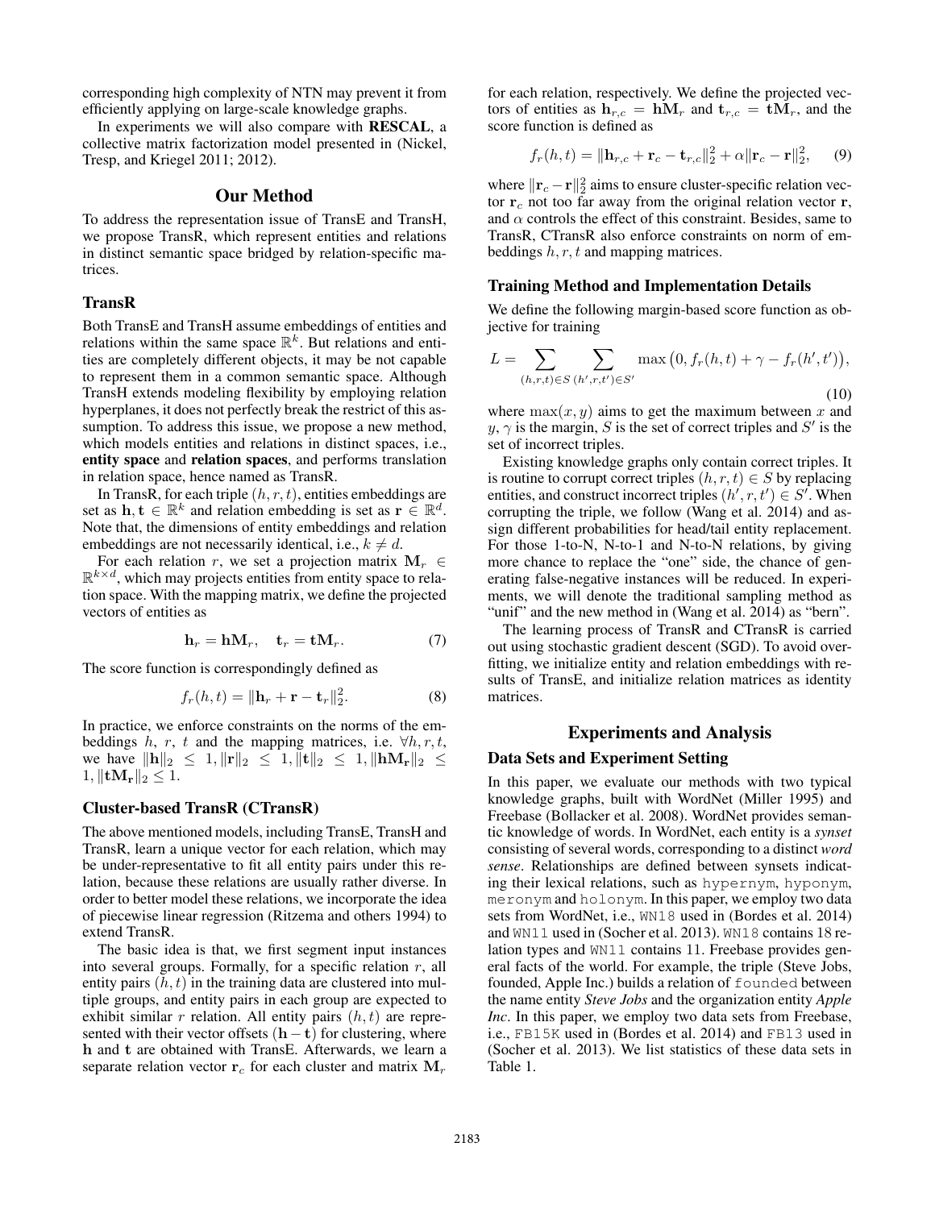corresponding high complexity of NTN may prevent it from efficiently applying on large-scale knowledge graphs.

In experiments we will also compare with **RESCAL**, a collective matrix factorization model presented in (Nickel, Tresp, and Kriegel 2011; 2012).

## Our Method

To address the representation issue of TransE and TransH, we propose TransR, which represent entities and relations in distinct semantic space bridged by relation-specific matrices.

### TransR

Both TransE and TransH assume embeddings of entities and relations within the same space $\mathbb{R}^k$. But relations and entities are completely different objects, it may be not capable to represent them in a common semantic space. Although TransH extends modeling flexibility by employing relation hyperplanes, it does not perfectly break the restrict of this assumption. To address this issue, we propose a new method, which models entities and relations in distinct spaces, i.e., **entity space** and **relation spaces**, and performs translation in relation space, hence named as TransR.

In TransR, for each triple $(h, r, t)$, entities embeddings are set as $\mathbf{h}, \mathbf{t} \in \mathbb{R}^k$ and relation embedding is set as $\mathbf{r} \in \mathbb{R}^d$. Note that, the dimensions of entity embeddings and relation embeddings are not necessarily identical, i.e., $k \neq d$.

For each relation $r$, we set a projection matrix $\mathbf{M}_r \in \mathbb{R}^{k \times d}$, which may projects entities from entity space to relation space. With the mapping matrix, we define the projected vectors of entities as

$$\mathbf{h}_r = \mathbf{h}\mathbf{M}_r, \quad \mathbf{t}_r = \mathbf{t}\mathbf{M}_r. \tag{7}$$

The score function is correspondingly defined as

$$f_r(h, t) = \|\mathbf{h}_r + \mathbf{r} - \mathbf{t}_r\|_2^2. \tag{8}$$

In practice, we enforce constraints on the norms of the embeddings $h$, $r$, $t$ and the mapping matrices, i.e. $\forall h, r, t$, we have $\|\mathbf{h}\|_2 \leq 1, \|\mathbf{r}\|_2 \leq 1, \|\mathbf{t}\|_2 \leq 1, \|\mathbf{h}\mathbf{M}_\mathbf{r}\|_2 \leq 1, \|\mathbf{t}\mathbf{M}_\mathbf{r}\|_2 \leq 1$.

### Cluster-based TransR (CTransR)

The above mentioned models, including TransE, TransH and TransR, learn a unique vector for each relation, which may be under-representative to fit all entity pairs under this relation, because these relations are usually rather diverse. In order to better model these relations, we incorporate the idea of piecewise linear regression (Ritzema and others 1994) to extend TransR.

The basic idea is that, we first segment input instances into several groups. Formally, for a specific relation $r$, all entity pairs $(h, t)$ in the training data are clustered into multiple groups, and entity pairs in each group are expected to exhibit similar $r$ relation. All entity pairs $(h, t)$ are represented with their vector offsets $(\mathbf{h} - \mathbf{t})$ for clustering, where $\mathbf{h}$ and $\mathbf{t}$ are obtained with TransE. Afterwards, we learn a separate relation vector $\mathbf{r}_c$ for each cluster and matrix $\mathbf{M}_r$ for each relation, respectively. We define the projected vectors of entities as $\mathbf{h}_{r,c} = \mathbf{h}\mathbf{M}_r$ and $\mathbf{t}_{r,c} = \mathbf{t}\mathbf{M}_r$, and the score function is defined as

$$f_r(h, t) = \|\mathbf{h}_{r,c} + \mathbf{r}_c - \mathbf{t}_{r,c}\|_2^2 + \alpha\|\mathbf{r}_c - \mathbf{r}\|_2^2, \tag{9}$$

where $\|\mathbf{r}_c - \mathbf{r}\|_2^2$ aims to ensure cluster-specific relation vector $\mathbf{r}_c$ not too far away from the original relation vector $\mathbf{r}$, and $\alpha$ controls the effect of this constraint. Besides, same to TransR, CTransR also enforce constraints on norm of embeddings $h, r, t$ and mapping matrices.

### Training Method and Implementation Details

We define the following margin-based score function as objective for training

$$L = \sum_{(h,r,t) \in S} \sum_{(h',r,t') \in S'} \max\big(0, f_r(h, t) + \gamma - f_r(h', t')\big), \tag{10}$$

where $\max(x, y)$ aims to get the maximum between $x$ and $y$, $\gamma$ is the margin, $S$ is the set of correct triples and $S'$ is the set of incorrect triples.

Existing knowledge graphs only contain correct triples. It is routine to corrupt correct triples $(h, r, t) \in S$ by replacing entities, and construct incorrect triples $(h', r, t') \in S'$. When corrupting the triple, we follow (Wang et al. 2014) and assign different probabilities for head/tail entity replacement. For those 1-to-N, N-to-1 and N-to-N relations, by giving more chance to replace the "one" side, the chance of generating false-negative instances will be reduced. In experiments, we will denote the traditional sampling method as "unif" and the new method in (Wang et al. 2014) as "bern".

The learning process of TransR and CTransR is carried out using stochastic gradient descent (SGD). To avoid overfitting, we initialize entity and relation embeddings with results of TransE, and initialize relation matrices as identity matrices.

## Experiments and Analysis

### Data Sets and Experiment Setting

In this paper, we evaluate our methods with two typical knowledge graphs, built with WordNet (Miller 1995) and Freebase (Bollacker et al. 2008). WordNet provides semantic knowledge of words. In WordNet, each entity is a *synset* consisting of several words, corresponding to a distinct *word sense*. Relationships are defined between synsets indicating their lexical relations, such as `hypernym`, `hyponym`, `meronym` and `holonym`. In this paper, we employ two data sets from WordNet, i.e., `WN18` used in (Bordes et al. 2014) and `WN11` used in (Socher et al. 2013). `WN18` contains 18 relation types and `WN11` contains 11. Freebase provides general facts of the world. For example, the triple (Steve Jobs, founded, Apple Inc.) builds a relation of `founded` between the name entity *Steve Jobs* and the organization entity *Apple Inc*. In this paper, we employ two data sets from Freebase, i.e., `FB15K` used in (Bordes et al. 2014) and `FB13` used in (Socher et al. 2013). We list statistics of these data sets in Table 1.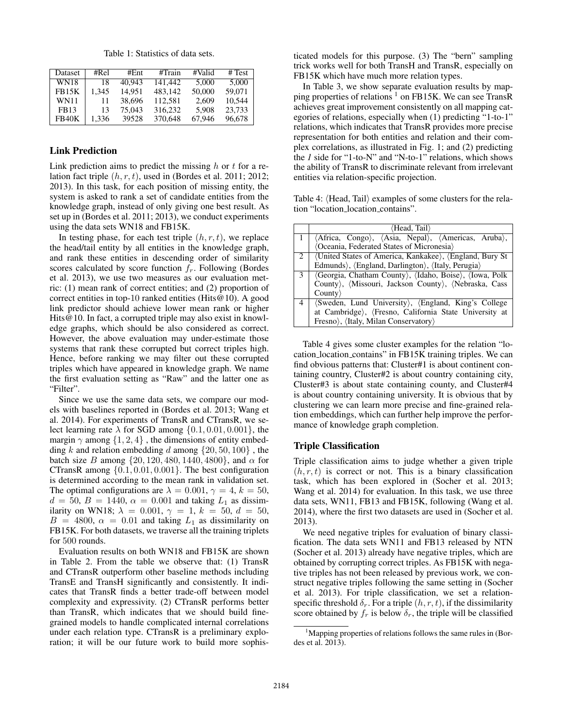Table 1: Statistics of data sets.

| Dataset | #Rel | #Ent | #Train | #Valid | # Test |
|---|---|---|---|---|---|
| WN18 | 18 | 40,943 | 141,442 | 5,000 | 5,000 |
| FB15K | 1,345 | 14,951 | 483,142 | 50,000 | 59,071 |
| WN11 | 11 | 38,696 | 112,581 | 2,609 | 10,544 |
| FB13 | 13 | 75,043 | 316,232 | 5,908 | 23,733 |
| FB40K | 1,336 | 39528 | 370,648 | 67,946 | 96,678 |

## Link Prediction

Link prediction aims to predict the missing $h$ or $t$ for a relation fact triple $(h, r, t)$, used in (Bordes et al. 2011; 2012; 2013). In this task, for each position of missing entity, the system is asked to rank a set of candidate entities from the knowledge graph, instead of only giving one best result. As set up in (Bordes et al. 2011; 2013), we conduct experiments using the data sets WN18 and FB15K.

In testing phase, for each test triple $(h, r, t)$, we replace the head/tail entity by all entities in the knowledge graph, and rank these entities in descending order of similarity scores calculated by score function $f_r$. Following (Bordes et al. 2013), we use two measures as our evaluation metric: (1) mean rank of correct entities; and (2) proportion of correct entities in top-10 ranked entities (Hits@10). A good link predictor should achieve lower mean rank or higher Hits@10. In fact, a corrupted triple may also exist in knowledge graphs, which should be also considered as correct. However, the above evaluation may under-estimate those systems that rank these corrupted but correct triples high. Hence, before ranking we may filter out these corrupted triples which have appeared in knowledge graph. We name the first evaluation setting as "Raw" and the latter one as "Filter".

Since we use the same data sets, we compare our models with baselines reported in (Bordes et al. 2013; Wang et al. 2014). For experiments of TransR and CTransR, we select learning rate $\lambda$ for SGD among $\{0.1, 0.01, 0.001\}$, the margin $\gamma$ among $\{1, 2, 4\}$ , the dimensions of entity embedding $k$ and relation embedding $d$ among $\{20, 50, 100\}$ , the batch size $B$ among $\{20, 120, 480, 1440, 4800\}$, and $\alpha$ for CTransR among $\{0.1, 0.01, 0.001\}$. The best configuration is determined according to the mean rank in validation set. The optimal configurations are $\lambda = 0.001$, $\gamma = 4$, $k = 50$, $d = 50$, $B = 1440$, $\alpha = 0.001$ and taking $L_1$ as dissimilarity on WN18; $\lambda = 0.001$, $\gamma = 1$, $k = 50$, $d = 50$, $B = 4800$, $\alpha = 0.01$ and taking $L_1$ as dissimilarity on FB15K. For both datasets, we traverse all the training triplets for 500 rounds.

Evaluation results on both WN18 and FB15K are shown in Table 2. From the table we observe that: (1) TransR and CTransR outperform other baseline methods including TransE and TransH significantly and consistently. It indicates that TransR finds a better trade-off between model complexity and expressivity. (2) CTransR performs better than TransR, which indicates that we should build fine-grained models to handle complicated internal correlations under each relation type. CTransR is a preliminary exploration; it will be our future work to build more sophisticated models for this purpose. (3) The "bern" sampling trick works well for both TransH and TransR, especially on FB15K which have much more relation types.

In Table 3, we show separate evaluation results by mapping properties of relations [1] on FB15K. We can see TransR achieves great improvement consistently on all mapping categories of relations, especially when (1) predicting "1-to-1" relations, which indicates that TransR provides more precise representation for both entities and relation and their complex correlations, as illustrated in Fig. 1; and (2) predicting the *1* side for "1-to-N" and "N-to-1" relations, which shows the ability of TransR to discriminate relevant from irrelevant entities via relation-specific projection.

Table 4: ⟨Head, Tail⟩ examples of some clusters for the relation "location_location_contains".

| | ⟨Head, Tail⟩ |
|---|---|
| 1 | ⟨Africa, Congo⟩, ⟨Asia, Nepal⟩, ⟨Americas, Aruba⟩, ⟨Oceania, Federated States of Micronesia⟩ |
| 2 | ⟨United States of America, Kankakee⟩, ⟨England, Bury St Edmunds⟩, ⟨England, Darlington⟩, ⟨Italy, Perugia⟩ |
| 3 | ⟨Georgia, Chatham County⟩, ⟨Idaho, Boise⟩, ⟨Iowa, Polk County⟩, ⟨Missouri, Jackson County⟩, ⟨Nebraska, Cass County⟩ |
| 4 | ⟨Sweden, Lund University⟩, ⟨England, King's College at Cambridge⟩, ⟨Fresno, California State University at Fresno⟩, ⟨Italy, Milan Conservatory⟩ |

Table 4 gives some cluster examples for the relation "location_location_contains" in FB15K training triples. We can find obvious patterns that: Cluster#1 is about continent containing country, Cluster#2 is about country containing city, Cluster#3 is about state containing county, and Cluster#4 is about country containing university. It is obvious that by clustering we can learn more precise and fine-grained relation embeddings, which can further help improve the performance of knowledge graph completion.

## Triple Classification

Triple classification aims to judge whether a given triple $(h, r, t)$ is correct or not. This is a binary classification task, which has been explored in (Socher et al. 2013; Wang et al. 2014) for evaluation. In this task, we use three data sets, WN11, FB13 and FB15K, following (Wang et al. 2014), where the first two datasets are used in (Socher et al. 2013).

We need negative triples for evaluation of binary classification. The data sets WN11 and FB13 released by NTN (Socher et al. 2013) already have negative triples, which are obtained by corrupting correct triples. As FB15K with negative triples has not been released by previous work, we construct negative triples following the same setting in (Socher et al. 2013). For triple classification, we set a relation-specific threshold $\delta_r$. For a triple $(h, r, t)$, if the dissimilarity score obtained by $f_r$ is below $\delta_r$, the triple will be classified

[1] Mapping properties of relations follows the same rules in (Bordes et al. 2013).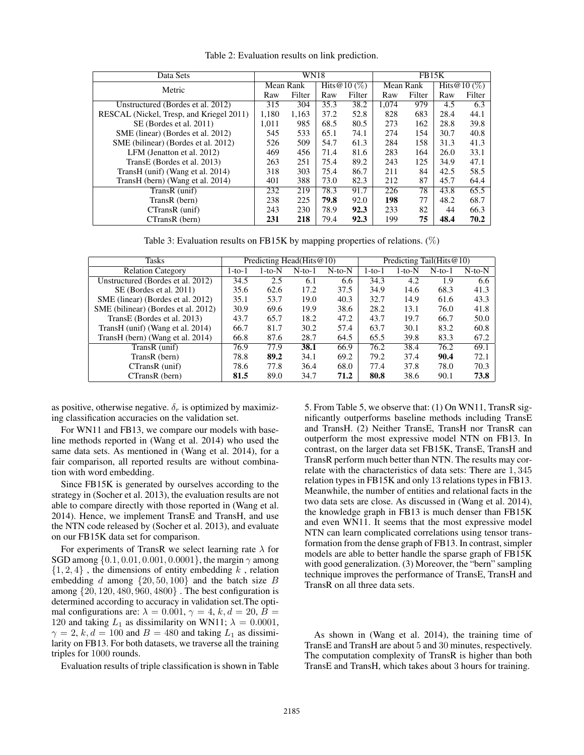Table 2: Evaluation results on link prediction.

| Data Sets | WN18 | | | | FB15K | | | |
|---|---|---|---|---|---|---|---|---|
| Metric | Mean Rank | | Hits@10 (%) | | Mean Rank | | Hits@10 (%) | |
| | Raw | Filter | Raw | Filter | Raw | Filter | Raw | Filter |
| Unstructured (Bordes et al. 2012) | 315 | 304 | 35.3 | 38.2 | 1,074 | 979 | 4.5 | 6.3 |
| RESCAL (Nickel, Tresp, and Kriegel 2011) | 1,180 | 1,163 | 37.2 | 52.8 | 828 | 683 | 28.4 | 44.1 |
| SE (Bordes et al. 2011) | 1,011 | 985 | 68.5 | 80.5 | 273 | 162 | 28.8 | 39.8 |
| SME (linear) (Bordes et al. 2012) | 545 | 533 | 65.1 | 74.1 | 274 | 154 | 30.7 | 40.8 |
| SME (bilinear) (Bordes et al. 2012) | 526 | 509 | 54.7 | 61.3 | 284 | 158 | 31.3 | 41.3 |
| LFM (Jenatton et al. 2012) | 469 | 456 | 71.4 | 81.6 | 283 | 164 | 26.0 | 33.1 |
| TransE (Bordes et al. 2013) | 263 | 251 | 75.4 | 89.2 | 243 | 125 | 34.9 | 47.1 |
| TransH (unif) (Wang et al. 2014) | 318 | 303 | 75.4 | 86.7 | 211 | 84 | 42.5 | 58.5 |
| TransH (bern) (Wang et al. 2014) | 401 | 388 | 73.0 | 82.3 | 212 | 87 | 45.7 | 64.4 |
| TransR (unif) | 232 | 219 | 78.3 | 91.7 | 226 | 78 | 43.8 | 65.5 |
| TransR (bern) | 238 | 225 | **79.8** | 92.0 | **198** | 77 | 48.2 | 68.7 |
| CTransR (unif) | 243 | 230 | 78.9 | **92.3** | 233 | 82 | 44 | 66.3 |
| CTransR (bern) | **231** | **218** | 79.4 | **92.3** | 199 | **75** | **48.4** | **70.2** |

Table 3: Evaluation results on FB15K by mapping properties of relations. (%)

| Tasks | Predicting Head(Hits@10) | | | | Predicting Tail(Hits@10) | | | |
|---|---|---|---|---|---|---|---|---|
| Relation Category | 1-to-1 | 1-to-N | N-to-1 | N-to-N | 1-to-1 | 1-to-N | N-to-1 | N-to-N |
| Unstructured (Bordes et al. 2012) | 34.5 | 2.5 | 6.1 | 6.6 | 34.3 | 4.2 | 1.9 | 6.6 |
| SE (Bordes et al. 2011) | 35.6 | 62.6 | 17.2 | 37.5 | 34.9 | 14.6 | 68.3 | 41.3 |
| SME (linear) (Bordes et al. 2012) | 35.1 | 53.7 | 19.0 | 40.3 | 32.7 | 14.9 | 61.6 | 43.3 |
| SME (bilinear) (Bordes et al. 2012) | 30.9 | 69.6 | 19.9 | 38.6 | 28.2 | 13.1 | 76.0 | 41.8 |
| TransE (Bordes et al. 2013) | 43.7 | 65.7 | 18.2 | 47.2 | 43.7 | 19.7 | 66.7 | 50.0 |
| TransH (unif) (Wang et al. 2014) | 66.7 | 81.7 | 30.2 | 57.4 | 63.7 | 30.1 | 83.2 | 60.8 |
| TransH (bern) (Wang et al. 2014) | 66.8 | 87.6 | 28.7 | 64.5 | 65.5 | 39.8 | 83.3 | 67.2 |
| TransR (unif) | 76.9 | 77.9 | **38.1** | 66.9 | 76.2 | 38.4 | 76.2 | 69.1 |
| TransR (bern) | 78.8 | **89.2** | 34.1 | 69.2 | 79.2 | 37.4 | **90.4** | 72.1 |
| CTransR (unif) | 78.6 | 77.8 | 36.4 | 68.0 | 77.4 | 37.8 | 78.0 | 70.3 |
| CTransR (bern) | **81.5** | 89.0 | 34.7 | **71.2** | **80.8** | 38.6 | 90.1 | **73.8** |

as positive, otherwise negative. $\delta_r$ is optimized by maximizing classification accuracies on the validation set.

For WN11 and FB13, we compare our models with baseline methods reported in (Wang et al. 2014) who used the same data sets. As mentioned in (Wang et al. 2014), for a fair comparison, all reported results are without combination with word embedding.

Since FB15K is generated by ourselves according to the strategy in (Socher et al. 2013), the evaluation results are not able to compare directly with those reported in (Wang et al. 2014). Hence, we implement TransE and TransH, and use the NTN code released by (Socher et al. 2013), and evaluate on our FB15K data set for comparison.

For experiments of TransR we select learning rate $\lambda$ for SGD among $\{0.1, 0.01, 0.001, 0.0001\}$, the margin $\gamma$ among $\{1, 2, 4\}$ , the dimensions of entity embedding $k$ , relation embedding $d$ among $\{20, 50, 100\}$ and the batch size $B$ among $\{20, 120, 480, 960, 4800\}$ . The best configuration is determined according to accuracy in validation set.The optimal configurations are: $\lambda = 0.001$, $\gamma = 4$, $k, d = 20$, $B = 120$ and taking $L_1$ as dissimilarity on WN11; $\lambda = 0.0001$, $\gamma = 2$, $k, d = 100$ and $B = 480$ and taking $L_1$ as dissimilarity on FB13. For both datasets, we traverse all the training triples for 1000 rounds.

Evaluation results of triple classification is shown in Table 5. From Table 5, we observe that: (1) On WN11, TransR significantly outperforms baseline methods including TransE and TransH. (2) Neither TransE, TransH nor TransR can outperform the most expressive model NTN on FB13. In contrast, on the larger data set FB15K, TransE, TransH and TransR perform much better than NTN. The results may correlate with the characteristics of data sets: There are 1,345 relation types in FB15K and only 13 relations types in FB13. Meanwhile, the number of entities and relational facts in the two data sets are close. As discussed in (Wang et al. 2014), the knowledge graph in FB13 is much denser than FB15K and even WN11. It seems that the most expressive model NTN can learn complicated correlations using tensor transformation from the dense graph of FB13. In contrast, simpler models are able to better handle the sparse graph of FB15K with good generalization. (3) Moreover, the "bern" sampling technique improves the performance of TransE, TransH and TransR on all three data sets.

As shown in (Wang et al. 2014), the training time of TransE and TransH are about 5 and 30 minutes, respectively. The computation complexity of TransR is higher than both TransE and TransH, which takes about 3 hours for training.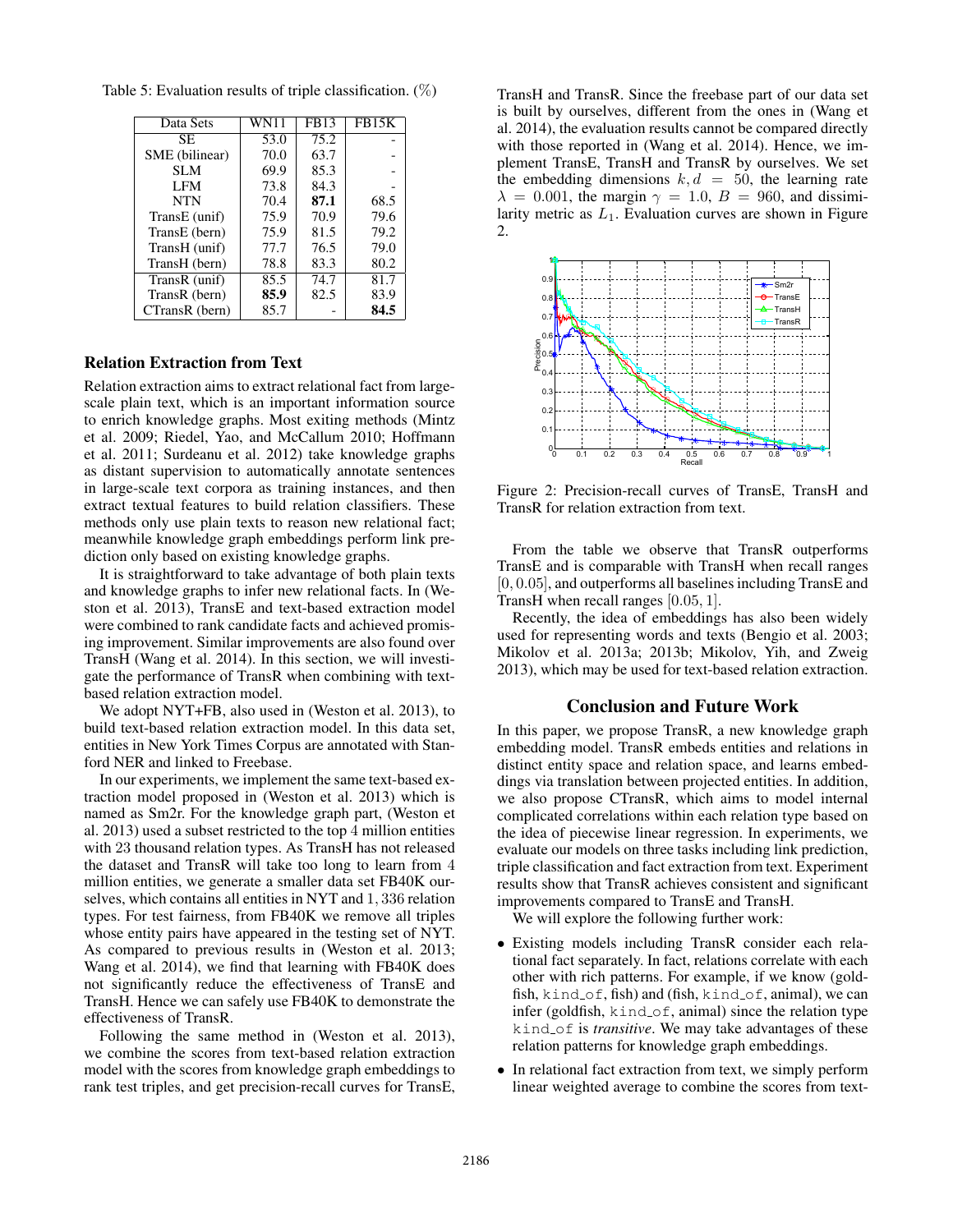Table 5: Evaluation results of triple classification. (%)

| Data Sets | WN11 | FB13 | FB15K |
|---|---|---|---|
| SE | 53.0 | 75.2 | - |
| SME (bilinear) | 70.0 | 63.7 | - |
| SLM | 69.9 | 85.3 | - |
| LFM | 73.8 | 84.3 | - |
| NTN | 70.4 | **87.1** | 68.5 |
| TransE (unif) | 75.9 | 70.9 | 79.6 |
| TransE (bern) | 75.9 | 81.5 | 79.2 |
| TransH (unif) | 77.7 | 76.5 | 79.0 |
| TransH (bern) | 78.8 | 83.3 | 80.2 |
| TransR (unif) | 85.5 | 74.7 | 81.7 |
| TransR (bern) | **85.9** | 82.5 | 83.9 |
| CTransR (bern) | 85.7 | - | **84.5** |

## Relation Extraction from Text

Relation extraction aims to extract relational fact from large-scale plain text, which is an important information source to enrich knowledge graphs. Most exiting methods (Mintz et al. 2009; Riedel, Yao, and McCallum 2010; Hoffmann et al. 2011; Surdeanu et al. 2012) take knowledge graphs as distant supervision to automatically annotate sentences in large-scale text corpora as training instances, and then extract textual features to build relation classifiers. These methods only use plain texts to reason new relational fact; meanwhile knowledge graph embeddings perform link prediction only based on existing knowledge graphs.

It is straightforward to take advantage of both plain texts and knowledge graphs to infer new relational facts. In (Weston et al. 2013), TransE and text-based extraction model were combined to rank candidate facts and achieved promising improvement. Similar improvements are also found over TransH (Wang et al. 2014). In this section, we will investigate the performance of TransR when combining with text-based relation extraction model.

We adopt NYT+FB, also used in (Weston et al. 2013), to build text-based relation extraction model. In this data set, entities in New York Times Corpus are annotated with Stanford NER and linked to Freebase.

In our experiments, we implement the same text-based extraction model proposed in (Weston et al. 2013) which is named as Sm2r. For the knowledge graph part, (Weston et al. 2013) used a subset restricted to the top 4 million entities with 23 thousand relation types. As TransH has not released the dataset and TransR will take too long to learn from 4 million entities, we generate a smaller data set FB40K ourselves, which contains all entities in NYT and 1,336 relation types. For test fairness, from FB40K we remove all triples whose entity pairs have appeared in the testing set of NYT. As compared to previous results in (Weston et al. 2013; Wang et al. 2014), we find that learning with FB40K does not significantly reduce the effectiveness of TransE and TransH. Hence we can safely use FB40K to demonstrate the effectiveness of TransR.

Following the same method in (Weston et al. 2013), we combine the scores from text-based relation extraction model with the scores from knowledge graph embeddings to rank test triples, and get precision-recall curves for TransE, TransH and TransR. Since the freebase part of our data set is built by ourselves, different from the ones in (Wang et al. 2014), the evaluation results cannot be compared directly with those reported in (Wang et al. 2014). Hence, we implement TransE, TransH and TransR by ourselves. We set the embedding dimensions $k, d = 50$, the learning rate $\lambda = 0.001$, the margin $\gamma = 1.0$, $B = 960$, and dissimilarity metric as $L_1$. Evaluation curves are shown in Figure 2.

Figure 2: Precision-recall curves of TransE, TransH and TransR for relation extraction from text.

From the table we observe that TransR outperforms TransE and is comparable with TransH when recall ranges $[0, 0.05]$, and outperforms all baselines including TransE and TransH when recall ranges $[0.05, 1]$.

Recently, the idea of embeddings has also been widely used for representing words and texts (Bengio et al. 2003; Mikolov et al. 2013a; 2013b; Mikolov, Yih, and Zweig 2013), which may be used for text-based relation extraction.

## Conclusion and Future Work

In this paper, we propose TransR, a new knowledge graph embedding model. TransR embeds entities and relations in distinct entity space and relation space, and learns embeddings via translation between projected entities. In addition, we also propose CTransR, which aims to model internal complicated correlations within each relation type based on the idea of piecewise linear regression. In experiments, we evaluate our models on three tasks including link prediction, triple classification and fact extraction from text. Experiment results show that TransR achieves consistent and significant improvements compared to TransE and TransH.

We will explore the following further work:

- Existing models including TransR consider each relational fact separately. In fact, relations correlate with each other with rich patterns. For example, if we know (goldfish, kind_of, fish) and (fish, kind_of, animal), we can infer (goldfish, kind_of, animal) since the relation type kind_of is *transitive*. We may take advantages of these relation patterns for knowledge graph embeddings.
- In relational fact extraction from text, we simply perform linear weighted average to combine the scores from text-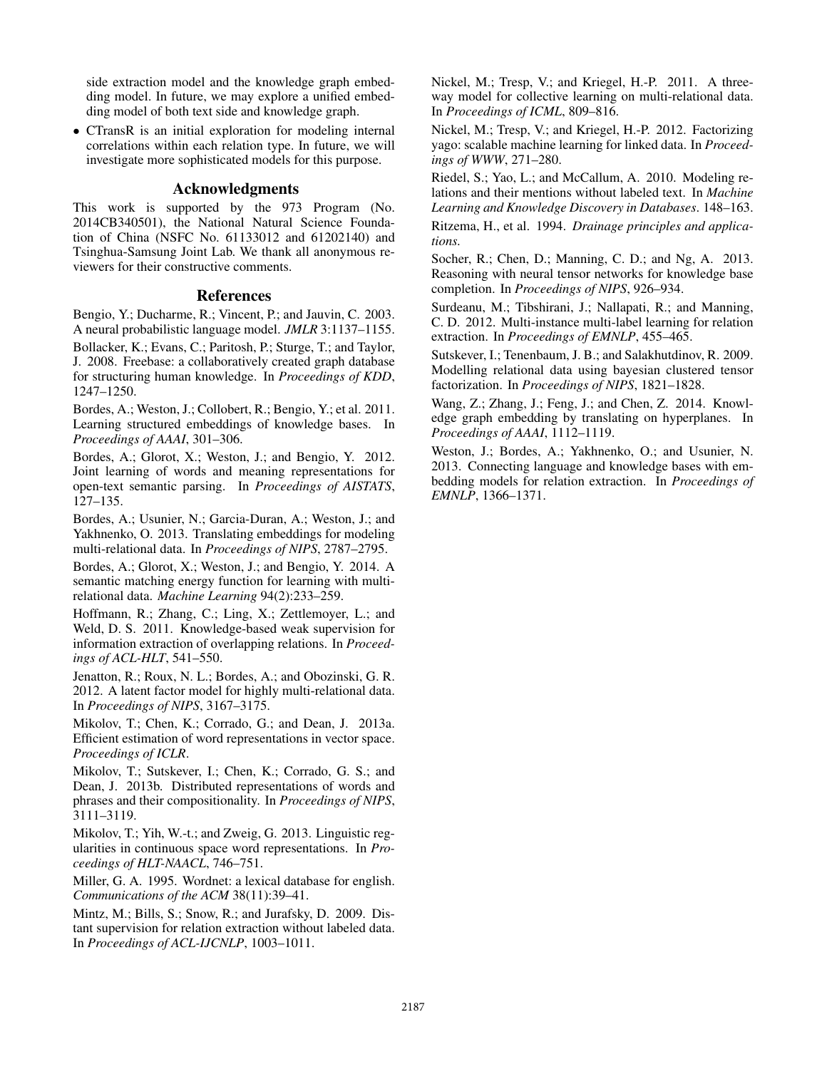side extraction model and the knowledge graph embedding model. In future, we may explore a unified embedding model of both text side and knowledge graph.

- CTransR is an initial exploration for modeling internal correlations within each relation type. In future, we will investigate more sophisticated models for this purpose.

## Acknowledgments

This work is supported by the 973 Program (No. 2014CB340501), the National Natural Science Foundation of China (NSFC No. 61133012 and 61202140) and Tsinghua-Samsung Joint Lab. We thank all anonymous reviewers for their constructive comments.

## References

Bengio, Y.; Ducharme, R.; Vincent, P.; and Jauvin, C. 2003. A neural probabilistic language model. *JMLR* 3:1137–1155.

Bollacker, K.; Evans, C.; Paritosh, P.; Sturge, T.; and Taylor, J. 2008. Freebase: a collaboratively created graph database for structuring human knowledge. In *Proceedings of KDD*, 1247–1250.

Bordes, A.; Weston, J.; Collobert, R.; Bengio, Y.; et al. 2011. Learning structured embeddings of knowledge bases. In *Proceedings of AAAI*, 301–306.

Bordes, A.; Glorot, X.; Weston, J.; and Bengio, Y. 2012. Joint learning of words and meaning representations for open-text semantic parsing. In *Proceedings of AISTATS*, 127–135.

Bordes, A.; Usunier, N.; Garcia-Duran, A.; Weston, J.; and Yakhnenko, O. 2013. Translating embeddings for modeling multi-relational data. In *Proceedings of NIPS*, 2787–2795.

Bordes, A.; Glorot, X.; Weston, J.; and Bengio, Y. 2014. A semantic matching energy function for learning with multi-relational data. *Machine Learning* 94(2):233–259.

Hoffmann, R.; Zhang, C.; Ling, X.; Zettlemoyer, L.; and Weld, D. S. 2011. Knowledge-based weak supervision for information extraction of overlapping relations. In *Proceedings of ACL-HLT*, 541–550.

Jenatton, R.; Roux, N. L.; Bordes, A.; and Obozinski, G. R. 2012. A latent factor model for highly multi-relational data. In *Proceedings of NIPS*, 3167–3175.

Mikolov, T.; Chen, K.; Corrado, G.; and Dean, J. 2013a. Efficient estimation of word representations in vector space. *Proceedings of ICLR*.

Mikolov, T.; Sutskever, I.; Chen, K.; Corrado, G. S.; and Dean, J. 2013b. Distributed representations of words and phrases and their compositionality. In *Proceedings of NIPS*, 3111–3119.

Mikolov, T.; Yih, W.-t.; and Zweig, G. 2013. Linguistic regularities in continuous space word representations. In *Proceedings of HLT-NAACL*, 746–751.

Miller, G. A. 1995. Wordnet: a lexical database for english. *Communications of the ACM* 38(11):39–41.

Mintz, M.; Bills, S.; Snow, R.; and Jurafsky, D. 2009. Distant supervision for relation extraction without labeled data. In *Proceedings of ACL-IJCNLP*, 1003–1011.

Nickel, M.; Tresp, V.; and Kriegel, H.-P. 2011. A three-way model for collective learning on multi-relational data. In *Proceedings of ICML*, 809–816.

Nickel, M.; Tresp, V.; and Kriegel, H.-P. 2012. Factorizing yago: scalable machine learning for linked data. In *Proceedings of WWW*, 271–280.

Riedel, S.; Yao, L.; and McCallum, A. 2010. Modeling relations and their mentions without labeled text. In *Machine Learning and Knowledge Discovery in Databases*. 148–163.

Ritzema, H., et al. 1994. *Drainage principles and applications.*

Socher, R.; Chen, D.; Manning, C. D.; and Ng, A. 2013. Reasoning with neural tensor networks for knowledge base completion. In *Proceedings of NIPS*, 926–934.

Surdeanu, M.; Tibshirani, J.; Nallapati, R.; and Manning, C. D. 2012. Multi-instance multi-label learning for relation extraction. In *Proceedings of EMNLP*, 455–465.

Sutskever, I.; Tenenbaum, J. B.; and Salakhutdinov, R. 2009. Modelling relational data using bayesian clustered tensor factorization. In *Proceedings of NIPS*, 1821–1828.

Wang, Z.; Zhang, J.; Feng, J.; and Chen, Z. 2014. Knowledge graph embedding by translating on hyperplanes. In *Proceedings of AAAI*, 1112–1119.

Weston, J.; Bordes, A.; Yakhnenko, O.; and Usunier, N. 2013. Connecting language and knowledge bases with embedding models for relation extraction. In *Proceedings of EMNLP*, 1366–1371.